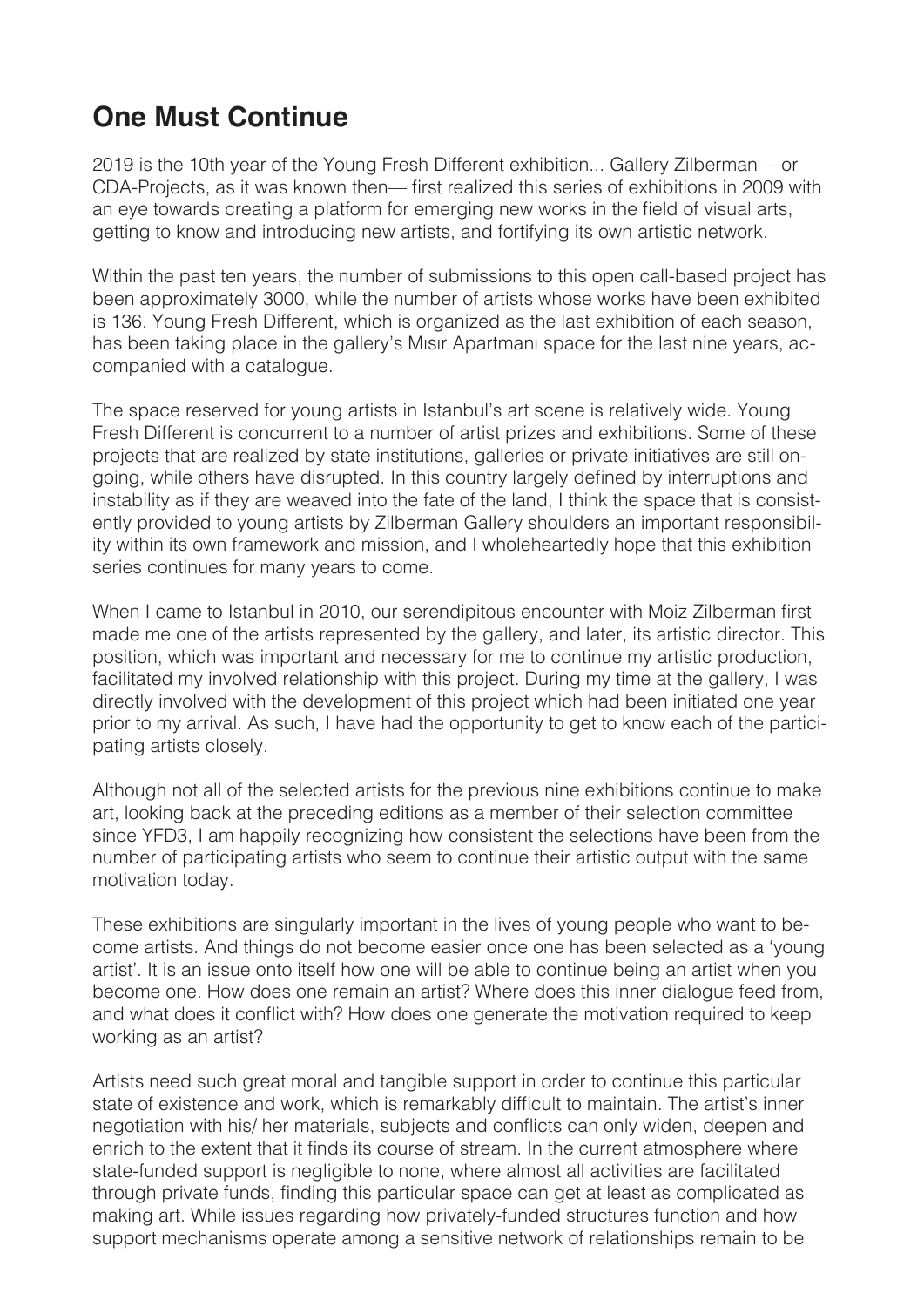# One Must Continue

2019 is the 10th year of the Young Fresh Different exhibition... Gallery Zilberman —or CDA-Projects, as it was known then— first realized this series of exhibitions in 2009 with an eye towards creating a platform for emerging new works in the field of visual arts, getting to know and introducing new artists, and fortifying its own artistic network.

Within the past ten years, the number of submissions to this open call-based project has been approximately 3000, while the number of artists whose works have been exhibited is 136. Young Fresh Different, which is organized as the last exhibition of each season, has been taking place in the gallery's Mısır Apartmanı space for the last nine years, accompanied with a catalogue.

The space reserved for young artists in Istanbul's art scene is relatively wide. Young Fresh Different is concurrent to a number of artist prizes and exhibitions. Some of these projects that are realized by state institutions, galleries or private initiatives are still ongoing, while others have disrupted. In this country largely defined by interruptions and instability as if they are weaved into the fate of the land, I think the space that is consistently provided to young artists by Zilberman Gallery shoulders an important responsibility within its own framework and mission, and I wholeheartedly hope that this exhibition series continues for many years to come.

When I came to Istanbul in 2010, our serendipitous encounter with Moiz Zilberman first made me one of the artists represented by the gallery, and later, its artistic director. This position, which was important and necessary for me to continue my artistic production, facilitated my involved relationship with this project. During my time at the gallery, I was directly involved with the development of this project which had been initiated one year prior to my arrival. As such, I have had the opportunity to get to know each of the participating artists closely.

Although not all of the selected artists for the previous nine exhibitions continue to make art, looking back at the preceding editions as a member of their selection committee since YFD3, I am happily recognizing how consistent the selections have been from the number of participating artists who seem to continue their artistic output with the same motivation today.

These exhibitions are singularly important in the lives of young people who want to become artists. And things do not become easier once one has been selected as a 'young artist'. It is an issue onto itself how one will be able to continue being an artist when you become one. How does one remain an artist? Where does this inner dialogue feed from, and what does it conflict with? How does one generate the motivation required to keep working as an artist?

Artists need such great moral and tangible support in order to continue this particular state of existence and work, which is remarkably difficult to maintain. The artist's inner negotiation with his/ her materials, subjects and conflicts can only widen, deepen and enrich to the extent that it finds its course of stream. In the current atmosphere where state-funded support is negligible to none, where almost all activities are facilitated through private funds, finding this particular space can get at least as complicated as making art. While issues regarding how privately-funded structures function and how support mechanisms operate among a sensitive network of relationships remain to be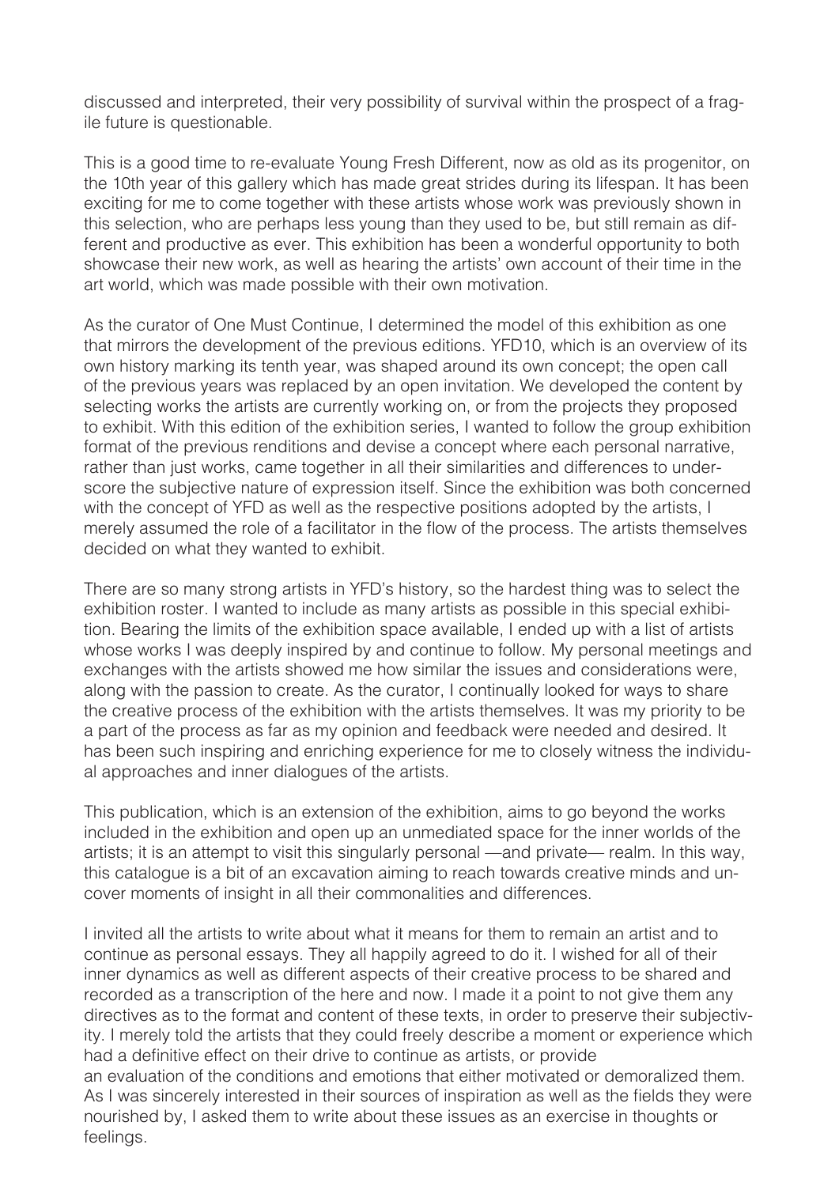discussed and interpreted, their very possibility of survival within the prospect of a fragile future is questionable.

This is a good time to re-evaluate Young Fresh Different, now as old as its progenitor, on the 10th year of this gallery which has made great strides during its lifespan. It has been exciting for me to come together with these artists whose work was previously shown in this selection, who are perhaps less young than they used to be, but still remain as different and productive as ever. This exhibition has been a wonderful opportunity to both showcase their new work, as well as hearing the artists' own account of their time in the art world, which was made possible with their own motivation.

As the curator of One Must Continue, I determined the model of this exhibition as one that mirrors the development of the previous editions. YFD10, which is an overview of its own history marking its tenth year, was shaped around its own concept; the open call of the previous years was replaced by an open invitation. We developed the content by selecting works the artists are currently working on, or from the projects they proposed to exhibit. With this edition of the exhibition series, I wanted to follow the group exhibition format of the previous renditions and devise a concept where each personal narrative, rather than just works, came together in all their similarities and differences to underscore the subjective nature of expression itself. Since the exhibition was both concerned with the concept of YFD as well as the respective positions adopted by the artists, I merely assumed the role of a facilitator in the flow of the process. The artists themselves decided on what they wanted to exhibit.

There are so many strong artists in YFD's history, so the hardest thing was to select the exhibition roster. I wanted to include as many artists as possible in this special exhibition. Bearing the limits of the exhibition space available, I ended up with a list of artists whose works I was deeply inspired by and continue to follow. My personal meetings and exchanges with the artists showed me how similar the issues and considerations were, along with the passion to create. As the curator, I continually looked for ways to share the creative process of the exhibition with the artists themselves. It was my priority to be a part of the process as far as my opinion and feedback were needed and desired. It has been such inspiring and enriching experience for me to closely witness the individual approaches and inner dialogues of the artists.

This publication, which is an extension of the exhibition, aims to go beyond the works included in the exhibition and open up an unmediated space for the inner worlds of the artists; it is an attempt to visit this singularly personal —and private— realm. In this way, this catalogue is a bit of an excavation aiming to reach towards creative minds and uncover moments of insight in all their commonalities and differences.

I invited all the artists to write about what it means for them to remain an artist and to continue as personal essays. They all happily agreed to do it. I wished for all of their inner dynamics as well as different aspects of their creative process to be shared and recorded as a transcription of the here and now. I made it a point to not give them any directives as to the format and content of these texts, in order to preserve their subjectivity. I merely told the artists that they could freely describe a moment or experience which had a definitive effect on their drive to continue as artists, or provide an evaluation of the conditions and emotions that either motivated or demoralized them. As I was sincerely interested in their sources of inspiration as well as the fields they were nourished by, I asked them to write about these issues as an exercise in thoughts or feelings.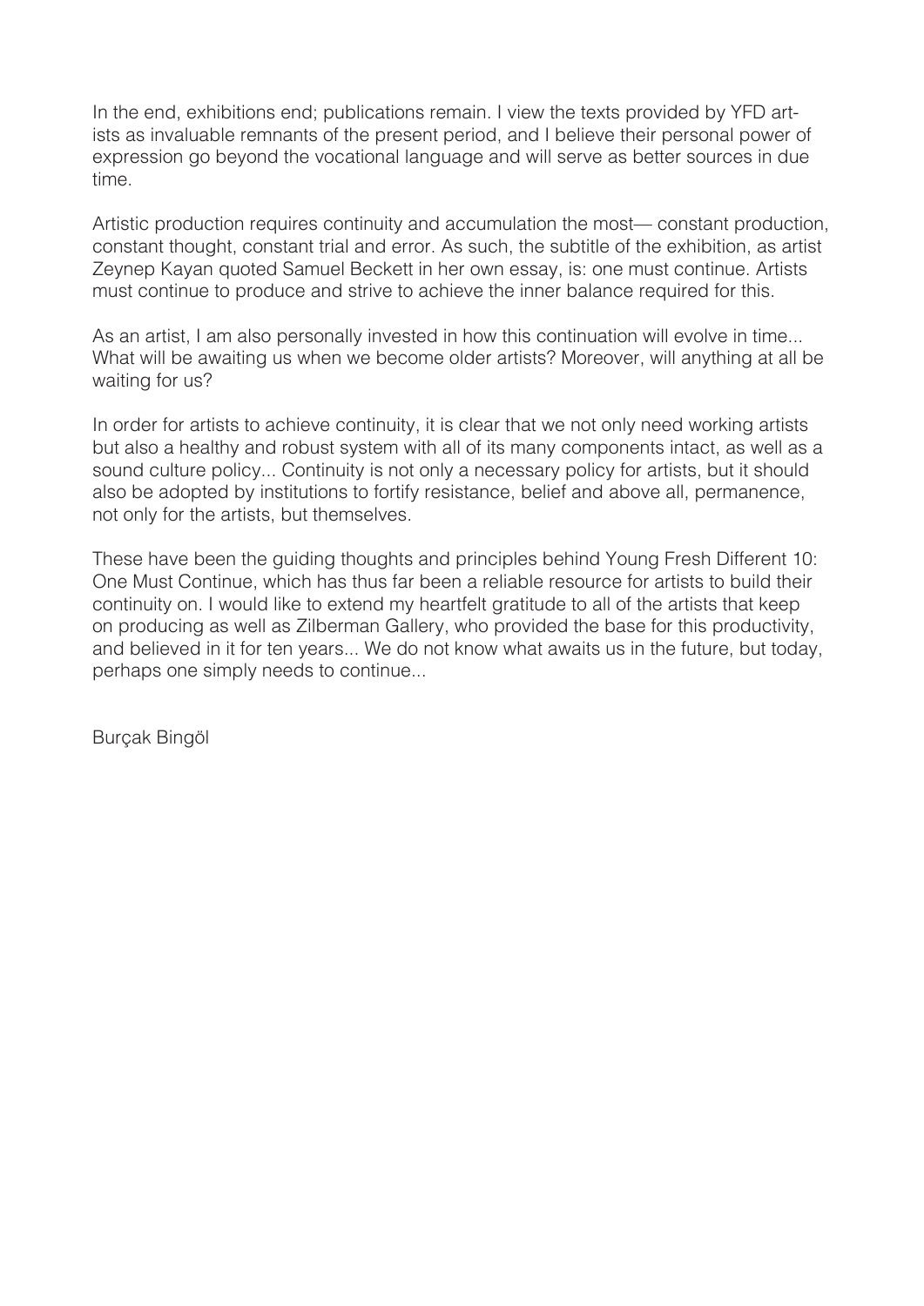In the end, exhibitions end; publications remain. I view the texts provided by YFD artists as invaluable remnants of the present period, and I believe their personal power of expression go beyond the vocational language and will serve as better sources in due time.

Artistic production requires continuity and accumulation the most— constant production, constant thought, constant trial and error. As such, the subtitle of the exhibition, as artist Zeynep Kayan quoted Samuel Beckett in her own essay, is: one must continue. Artists must continue to produce and strive to achieve the inner balance required for this.

As an artist, I am also personally invested in how this continuation will evolve in time... What will be awaiting us when we become older artists? Moreover, will anything at all be waiting for us?

In order for artists to achieve continuity, it is clear that we not only need working artists but also a healthy and robust system with all of its many components intact, as well as a sound culture policy... Continuity is not only a necessary policy for artists, but it should also be adopted by institutions to fortify resistance, belief and above all, permanence, not only for the artists, but themselves.

These have been the guiding thoughts and principles behind Young Fresh Different 10: One Must Continue, which has thus far been a reliable resource for artists to build their continuity on. I would like to extend my heartfelt gratitude to all of the artists that keep on producing as well as Zilberman Gallery, who provided the base for this productivity, and believed in it for ten years... We do not know what awaits us in the future, but today, perhaps one simply needs to continue...

Burçak Bingöl